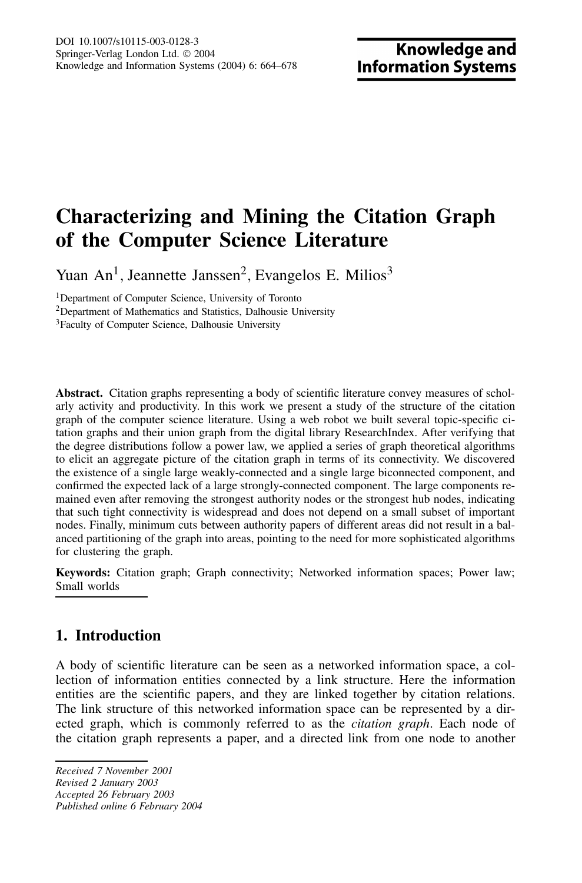# Characterizing and Mining the Citation Graph of the Computer Science Literature

Yuan An[1], Jeannette Janssen[2], Evangelos E. Milios[3]

[1]Department of Computer Science, University of Toronto
[2]Department of Mathematics and Statistics, Dalhousie University
[3]Faculty of Computer Science, Dalhousie University

**Abstract.** Citation graphs representing a body of scientific literature convey measures of scholarly activity and productivity. In this work we present a study of the structure of the citation graph of the computer science literature. Using a web robot we built several topic-specific citation graphs and their union graph from the digital library ResearchIndex. After verifying that the degree distributions follow a power law, we applied a series of graph theoretical algorithms to elicit an aggregate picture of the citation graph in terms of its connectivity. We discovered the existence of a single large weakly-connected and a single large biconnected component, and confirmed the expected lack of a large strongly-connected component. The large components remained even after removing the strongest authority nodes or the strongest hub nodes, indicating that such tight connectivity is widespread and does not depend on a small subset of important nodes. Finally, minimum cuts between authority papers of different areas did not result in a balanced partitioning of the graph into areas, pointing to the need for more sophisticated algorithms for clustering the graph.

**Keywords:** Citation graph; Graph connectivity; Networked information spaces; Power law; Small worlds

## 1. Introduction

A body of scientific literature can be seen as a networked information space, a collection of information entities connected by a link structure. Here the information entities are the scientific papers, and they are linked together by citation relations. The link structure of this networked information space can be represented by a directed graph, which is commonly referred to as the *citation graph*. Each node of the citation graph represents a paper, and a directed link from one node to another

*Received 7 November 2001*
*Revised 2 January 2003*
*Accepted 26 February 2003*
*Published online 6 February 2004*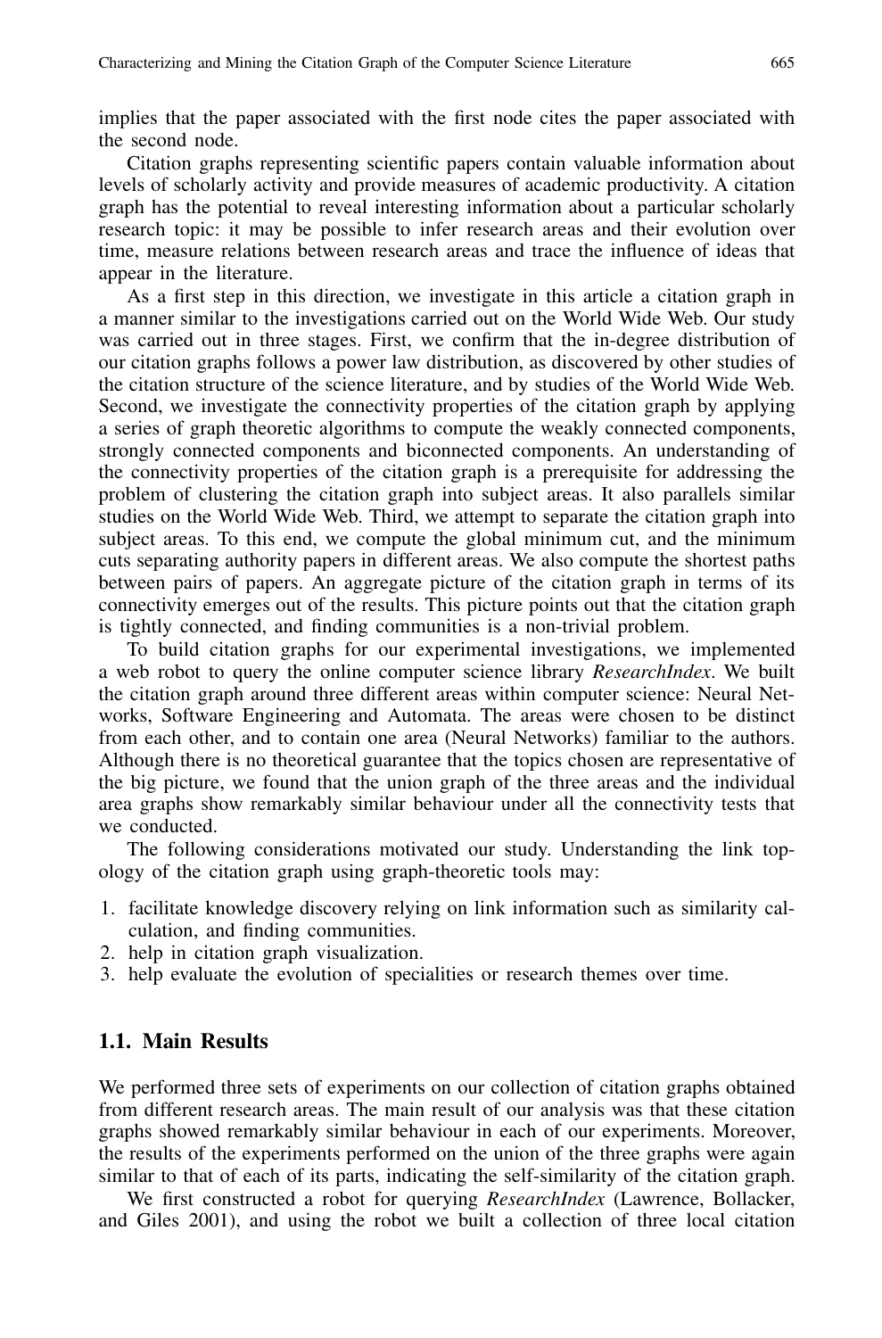implies that the paper associated with the first node cites the paper associated with the second node.

Citation graphs representing scientific papers contain valuable information about levels of scholarly activity and provide measures of academic productivity. A citation graph has the potential to reveal interesting information about a particular scholarly research topic: it may be possible to infer research areas and their evolution over time, measure relations between research areas and trace the influence of ideas that appear in the literature.

As a first step in this direction, we investigate in this article a citation graph in a manner similar to the investigations carried out on the World Wide Web. Our study was carried out in three stages. First, we confirm that the in-degree distribution of our citation graphs follows a power law distribution, as discovered by other studies of the citation structure of the science literature, and by studies of the World Wide Web. Second, we investigate the connectivity properties of the citation graph by applying a series of graph theoretic algorithms to compute the weakly connected components, strongly connected components and biconnected components. An understanding of the connectivity properties of the citation graph is a prerequisite for addressing the problem of clustering the citation graph into subject areas. It also parallels similar studies on the World Wide Web. Third, we attempt to separate the citation graph into subject areas. To this end, we compute the global minimum cut, and the minimum cuts separating authority papers in different areas. We also compute the shortest paths between pairs of papers. An aggregate picture of the citation graph in terms of its connectivity emerges out of the results. This picture points out that the citation graph is tightly connected, and finding communities is a non-trivial problem.

To build citation graphs for our experimental investigations, we implemented a web robot to query the online computer science library *ResearchIndex*. We built the citation graph around three different areas within computer science: Neural Networks, Software Engineering and Automata. The areas were chosen to be distinct from each other, and to contain one area (Neural Networks) familiar to the authors. Although there is no theoretical guarantee that the topics chosen are representative of the big picture, we found that the union graph of the three areas and the individual area graphs show remarkably similar behaviour under all the connectivity tests that we conducted.

The following considerations motivated our study. Understanding the link topology of the citation graph using graph-theoretic tools may:

1. facilitate knowledge discovery relying on link information such as similarity calculation, and finding communities.
2. help in citation graph visualization.
3. help evaluate the evolution of specialities or research themes over time.

## 1.1. Main Results

We performed three sets of experiments on our collection of citation graphs obtained from different research areas. The main result of our analysis was that these citation graphs showed remarkably similar behaviour in each of our experiments. Moreover, the results of the experiments performed on the union of the three graphs were again similar to that of each of its parts, indicating the self-similarity of the citation graph.

We first constructed a robot for querying *ResearchIndex* (Lawrence, Bollacker, and Giles 2001), and using the robot we built a collection of three local citation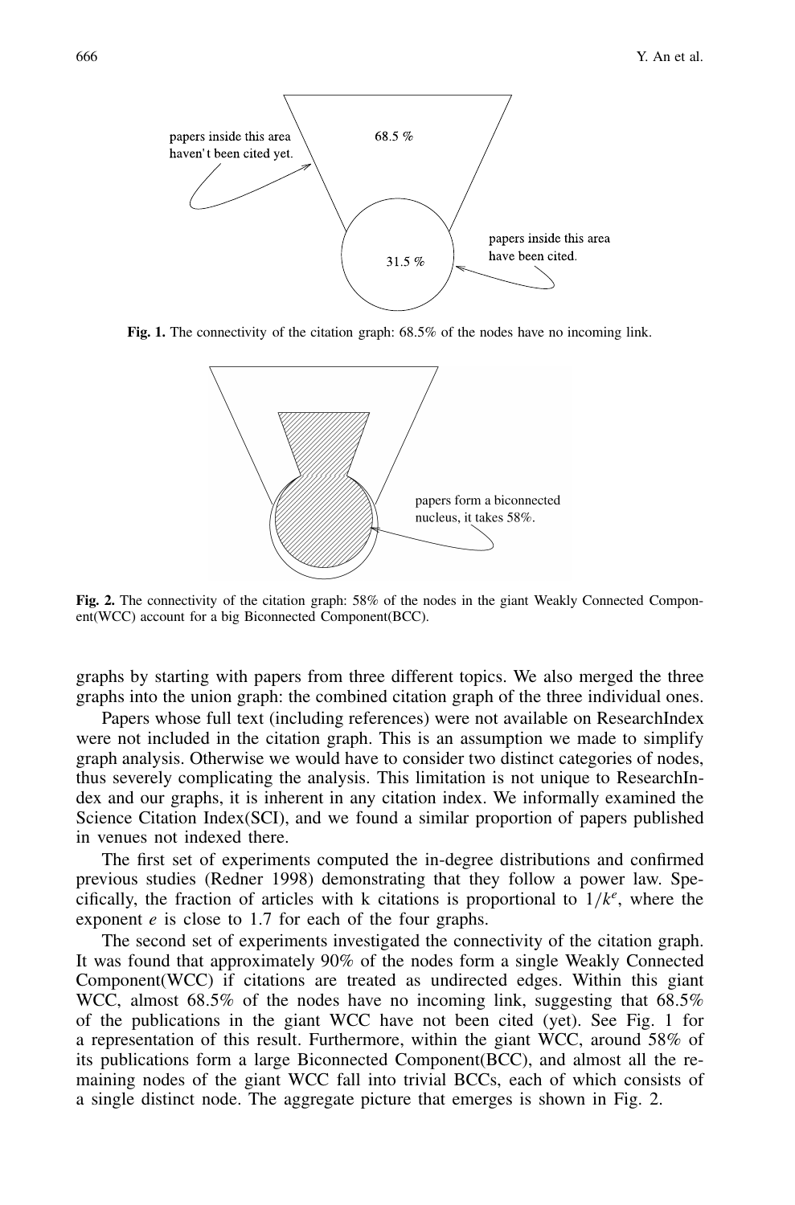**Fig. 1.** The connectivity of the citation graph: 68.5% of the nodes have no incoming link.

**Fig. 2.** The connectivity of the citation graph: 58% of the nodes in the giant Weakly Connected Component(WCC) account for a big Biconnected Component(BCC).

graphs by starting with papers from three different topics. We also merged the three graphs into the union graph: the combined citation graph of the three individual ones.

Papers whose full text (including references) were not available on ResearchIndex were not included in the citation graph. This is an assumption we made to simplify graph analysis. Otherwise we would have to consider two distinct categories of nodes, thus severely complicating the analysis. This limitation is not unique to ResearchIndex and our graphs, it is inherent in any citation index. We informally examined the Science Citation Index(SCI), and we found a similar proportion of papers published in venues not indexed there.

The first set of experiments computed the in-degree distributions and confirmed previous studies (Redner 1998) demonstrating that they follow a power law. Specifically, the fraction of articles with k citations is proportional to $1/k^e$, where the exponent $e$ is close to 1.7 for each of the four graphs.

The second set of experiments investigated the connectivity of the citation graph. It was found that approximately 90% of the nodes form a single Weakly Connected Component(WCC) if citations are treated as undirected edges. Within this giant WCC, almost 68.5% of the nodes have no incoming link, suggesting that 68.5% of the publications in the giant WCC have not been cited (yet). See Fig. 1 for a representation of this result. Furthermore, within the giant WCC, around 58% of its publications form a large Biconnected Component(BCC), and almost all the remaining nodes of the giant WCC fall into trivial BCCs, each of which consists of a single distinct node. The aggregate picture that emerges is shown in Fig. 2.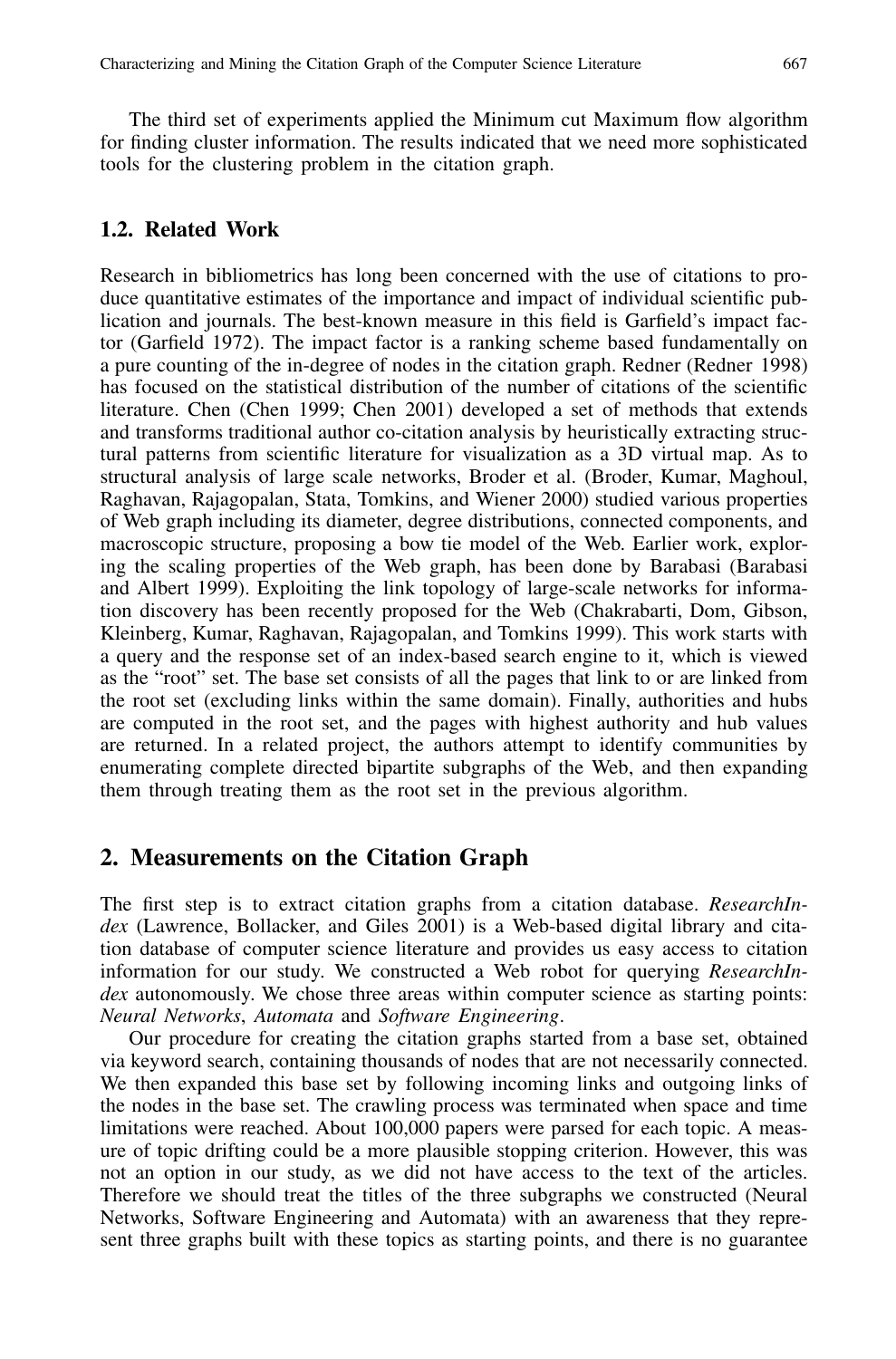The third set of experiments applied the Minimum cut Maximum flow algorithm for finding cluster information. The results indicated that we need more sophisticated tools for the clustering problem in the citation graph.

### 1.2. Related Work

Research in bibliometrics has long been concerned with the use of citations to produce quantitative estimates of the importance and impact of individual scientific publication and journals. The best-known measure in this field is Garfield's impact factor (Garfield 1972). The impact factor is a ranking scheme based fundamentally on a pure counting of the in-degree of nodes in the citation graph. Redner (Redner 1998) has focused on the statistical distribution of the number of citations of the scientific literature. Chen (Chen 1999; Chen 2001) developed a set of methods that extends and transforms traditional author co-citation analysis by heuristically extracting structural patterns from scientific literature for visualization as a 3D virtual map. As to structural analysis of large scale networks, Broder et al. (Broder, Kumar, Maghoul, Raghavan, Rajagopalan, Stata, Tomkins, and Wiener 2000) studied various properties of Web graph including its diameter, degree distributions, connected components, and macroscopic structure, proposing a bow tie model of the Web. Earlier work, exploring the scaling properties of the Web graph, has been done by Barabasi (Barabasi and Albert 1999). Exploiting the link topology of large-scale networks for information discovery has been recently proposed for the Web (Chakrabarti, Dom, Gibson, Kleinberg, Kumar, Raghavan, Rajagopalan, and Tomkins 1999). This work starts with a query and the response set of an index-based search engine to it, which is viewed as the "root" set. The base set consists of all the pages that link to or are linked from the root set (excluding links within the same domain). Finally, authorities and hubs are computed in the root set, and the pages with highest authority and hub values are returned. In a related project, the authors attempt to identify communities by enumerating complete directed bipartite subgraphs of the Web, and then expanding them through treating them as the root set in the previous algorithm.

## 2. Measurements on the Citation Graph

The first step is to extract citation graphs from a citation database. *ResearchIndex* (Lawrence, Bollacker, and Giles 2001) is a Web-based digital library and citation database of computer science literature and provides us easy access to citation information for our study. We constructed a Web robot for querying *ResearchIndex* autonomously. We chose three areas within computer science as starting points: *Neural Networks*, *Automata* and *Software Engineering*.

Our procedure for creating the citation graphs started from a base set, obtained via keyword search, containing thousands of nodes that are not necessarily connected. We then expanded this base set by following incoming links and outgoing links of the nodes in the base set. The crawling process was terminated when space and time limitations were reached. About 100,000 papers were parsed for each topic. A measure of topic drifting could be a more plausible stopping criterion. However, this was not an option in our study, as we did not have access to the text of the articles. Therefore we should treat the titles of the three subgraphs we constructed (Neural Networks, Software Engineering and Automata) with an awareness that they represent three graphs built with these topics as starting points, and there is no guarantee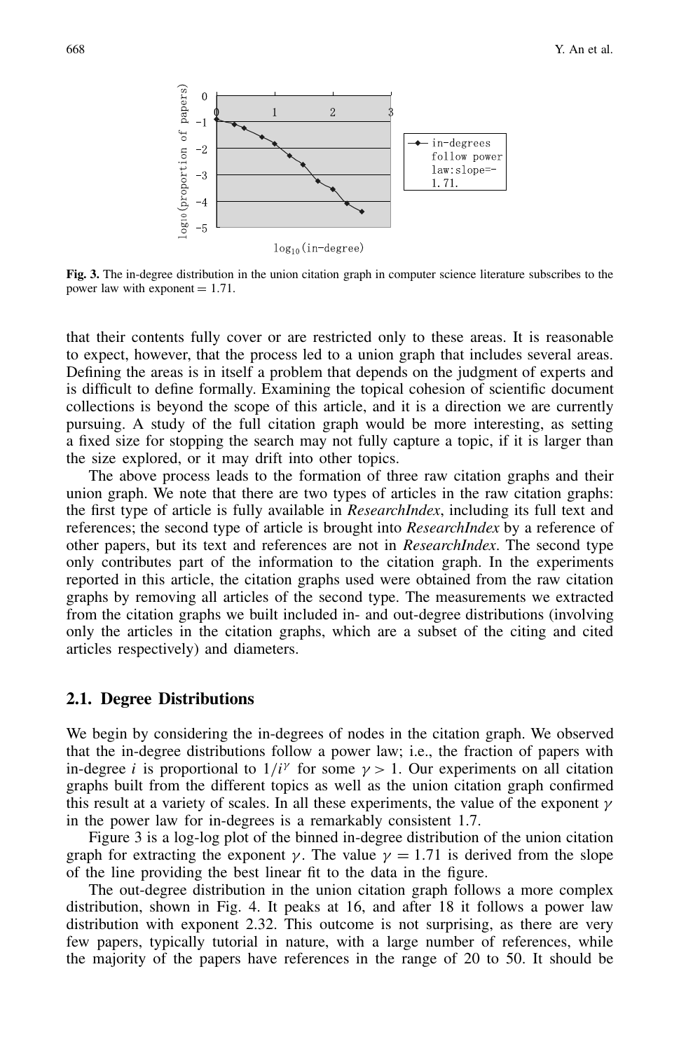**Fig. 3.** The in-degree distribution in the union citation graph in computer science literature subscribes to the power law with exponent = 1.71.

that their contents fully cover or are restricted only to these areas. It is reasonable to expect, however, that the process led to a union graph that includes several areas. Defining the areas is in itself a problem that depends on the judgment of experts and is difficult to define formally. Examining the topical cohesion of scientific document collections is beyond the scope of this article, and it is a direction we are currently pursuing. A study of the full citation graph would be more interesting, as setting a fixed size for stopping the search may not fully capture a topic, if it is larger than the size explored, or it may drift into other topics.

The above process leads to the formation of three raw citation graphs and their union graph. We note that there are two types of articles in the raw citation graphs: the first type of article is fully available in *ResearchIndex*, including its full text and references; the second type of article is brought into *ResearchIndex* by a reference of other papers, but its text and references are not in *ResearchIndex*. The second type only contributes part of the information to the citation graph. In the experiments reported in this article, the citation graphs used were obtained from the raw citation graphs by removing all articles of the second type. The measurements we extracted from the citation graphs we built included in- and out-degree distributions (involving only the articles in the citation graphs, which are a subset of the citing and cited articles respectively) and diameters.

### 2.1. Degree Distributions

We begin by considering the in-degrees of nodes in the citation graph. We observed that the in-degree distributions follow a power law; i.e., the fraction of papers with in-degree $i$ is proportional to $1/i^{\gamma}$ for some $\gamma > 1$. Our experiments on all citation graphs built from the different topics as well as the union citation graph confirmed this result at a variety of scales. In all these experiments, the value of the exponent $\gamma$ in the power law for in-degrees is a remarkably consistent 1.7.

Figure 3 is a log-log plot of the binned in-degree distribution of the union citation graph for extracting the exponent $\gamma$. The value $\gamma = 1.71$ is derived from the slope of the line providing the best linear fit to the data in the figure.

The out-degree distribution in the union citation graph follows a more complex distribution, shown in Fig. 4. It peaks at 16, and after 18 it follows a power law distribution with exponent 2.32. This outcome is not surprising, as there are very few papers, typically tutorial in nature, with a large number of references, while the majority of the papers have references in the range of 20 to 50. It should be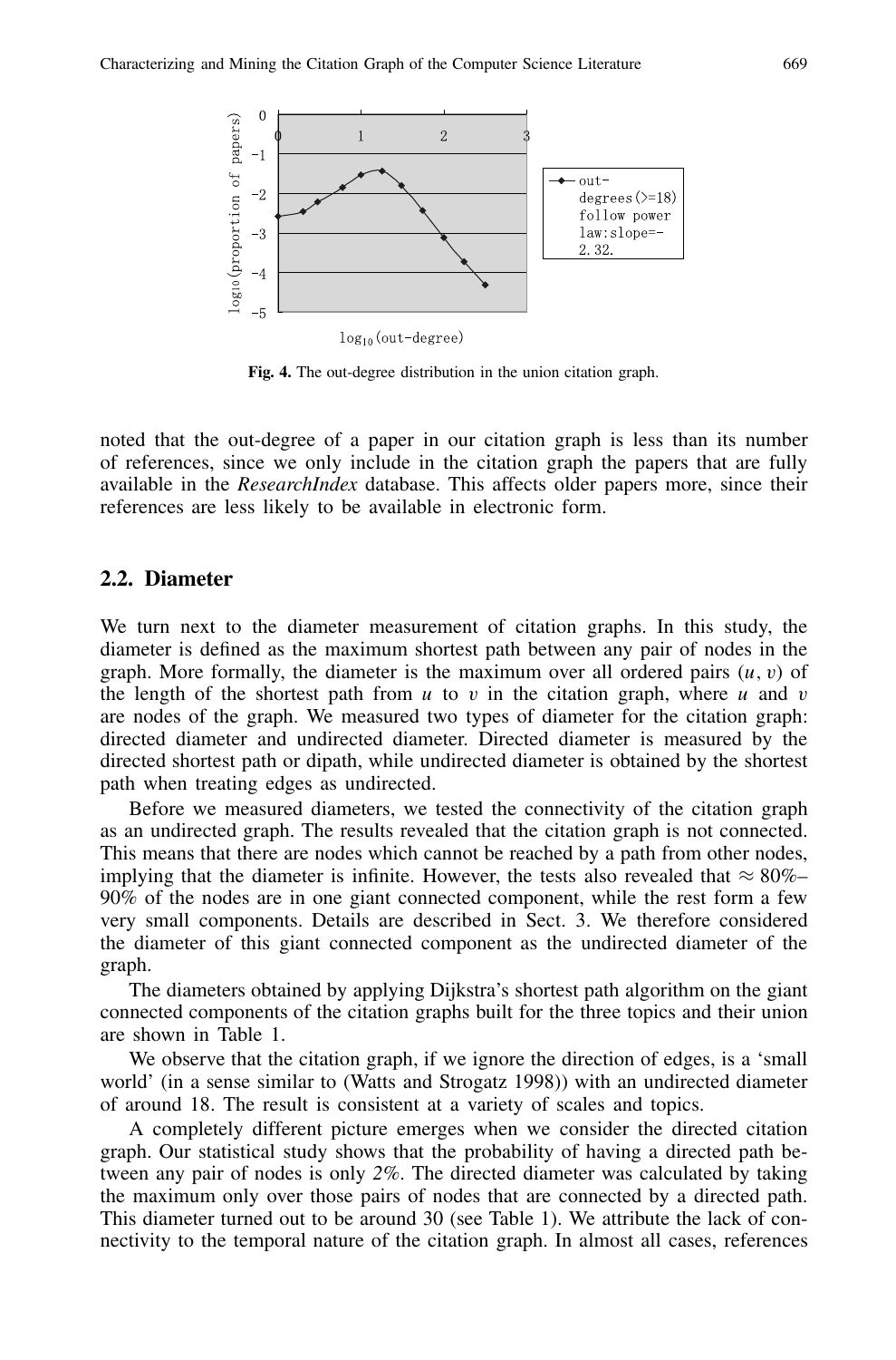0
-1
-2
-3
-4
-5
0
1
2
3
log10(proportion of papers)
log10(out-degree)
out-degrees(>=18) follow power law:slope=-2.32.

**Fig. 4.** The out-degree distribution in the union citation graph.

noted that the out-degree of a paper in our citation graph is less than its number of references, since we only include in the citation graph the papers that are fully available in the *ResearchIndex* database. This affects older papers more, since their references are less likely to be available in electronic form.

## 2.2. Diameter

We turn next to the diameter measurement of citation graphs. In this study, the diameter is defined as the maximum shortest path between any pair of nodes in the graph. More formally, the diameter is the maximum over all ordered pairs $(u, v)$ of the length of the shortest path from $u$ to $v$ in the citation graph, where $u$ and $v$ are nodes of the graph. We measured two types of diameter for the citation graph: directed diameter and undirected diameter. Directed diameter is measured by the directed shortest path or dipath, while undirected diameter is obtained by the shortest path when treating edges as undirected.

Before we measured diameters, we tested the connectivity of the citation graph as an undirected graph. The results revealed that the citation graph is not connected. This means that there are nodes which cannot be reached by a path from other nodes, implying that the diameter is infinite. However, the tests also revealed that $\approx 80\%$–$90\%$ of the nodes are in one giant connected component, while the rest form a few very small components. Details are described in Sect. 3. We therefore considered the diameter of this giant connected component as the undirected diameter of the graph.

The diameters obtained by applying Dijkstra's shortest path algorithm on the giant connected components of the citation graphs built for the three topics and their union are shown in Table 1.

We observe that the citation graph, if we ignore the direction of edges, is a 'small world' (in a sense similar to (Watts and Strogatz 1998)) with an undirected diameter of around 18. The result is consistent at a variety of scales and topics.

A completely different picture emerges when we consider the directed citation graph. Our statistical study shows that the probability of having a directed path between any pair of nodes is only *2%*. The directed diameter was calculated by taking the maximum only over those pairs of nodes that are connected by a directed path. This diameter turned out to be around 30 (see Table 1). We attribute the lack of connectivity to the temporal nature of the citation graph. In almost all cases, references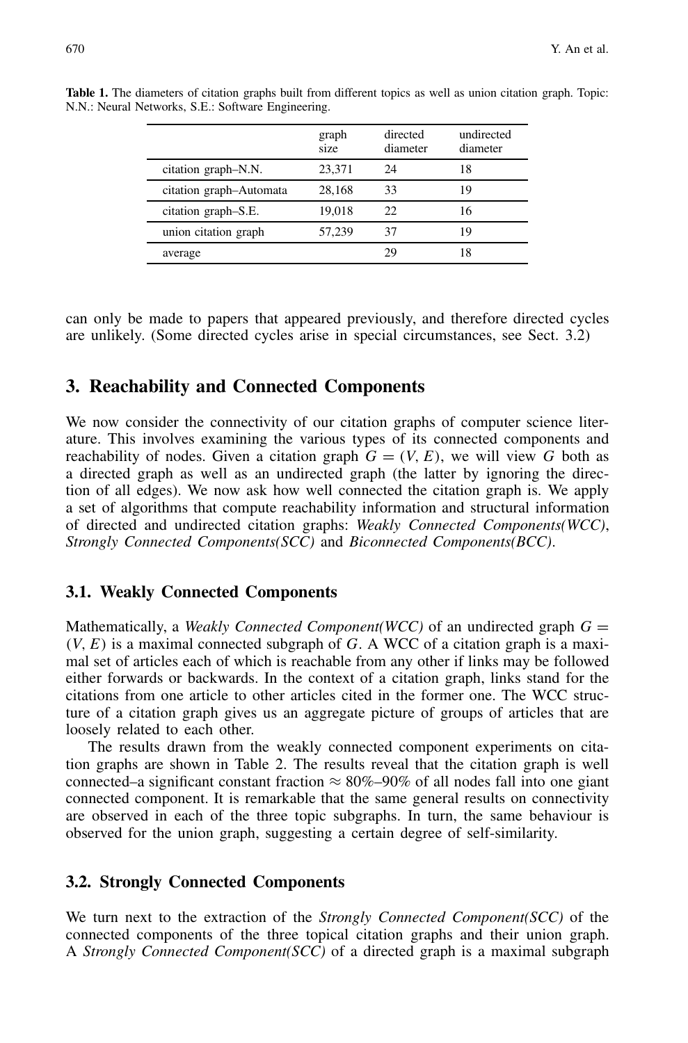**Table 1.** The diameters of citation graphs built from different topics as well as union citation graph. Topic: N.N.: Neural Networks, S.E.: Software Engineering.

| | graph size | directed diameter | undirected diameter |
|---|---|---|---|
| citation graph–N.N. | 23,371 | 24 | 18 |
| citation graph–Automata | 28,168 | 33 | 19 |
| citation graph–S.E. | 19,018 | 22 | 16 |
| union citation graph | 57,239 | 37 | 19 |
| average | | 29 | 18 |

can only be made to papers that appeared previously, and therefore directed cycles are unlikely. (Some directed cycles arise in special circumstances, see Sect. 3.2)

## 3. Reachability and Connected Components

We now consider the connectivity of our citation graphs of computer science literature. This involves examining the various types of its connected components and reachability of nodes. Given a citation graph $G = (V, E)$, we will view $G$ both as a directed graph as well as an undirected graph (the latter by ignoring the direction of all edges). We now ask how well connected the citation graph is. We apply a set of algorithms that compute reachability information and structural information of directed and undirected citation graphs: *Weakly Connected Components(WCC)*, *Strongly Connected Components(SCC)* and *Biconnected Components(BCC)*.

### 3.1. Weakly Connected Components

Mathematically, a *Weakly Connected Component(WCC)* of an undirected graph $G = (V, E)$ is a maximal connected subgraph of $G$. A WCC of a citation graph is a maximal set of articles each of which is reachable from any other if links may be followed either forwards or backwards. In the context of a citation graph, links stand for the citations from one article to other articles cited in the former one. The WCC structure of a citation graph gives us an aggregate picture of groups of articles that are loosely related to each other.

The results drawn from the weakly connected component experiments on citation graphs are shown in Table 2. The results reveal that the citation graph is well connected–a significant constant fraction $\approx 80\%$–$90\%$ of all nodes fall into one giant connected component. It is remarkable that the same general results on connectivity are observed in each of the three topic subgraphs. In turn, the same behaviour is observed for the union graph, suggesting a certain degree of self-similarity.

### 3.2. Strongly Connected Components

We turn next to the extraction of the *Strongly Connected Component(SCC)* of the connected components of the three topical citation graphs and their union graph. A *Strongly Connected Component(SCC)* of a directed graph is a maximal subgraph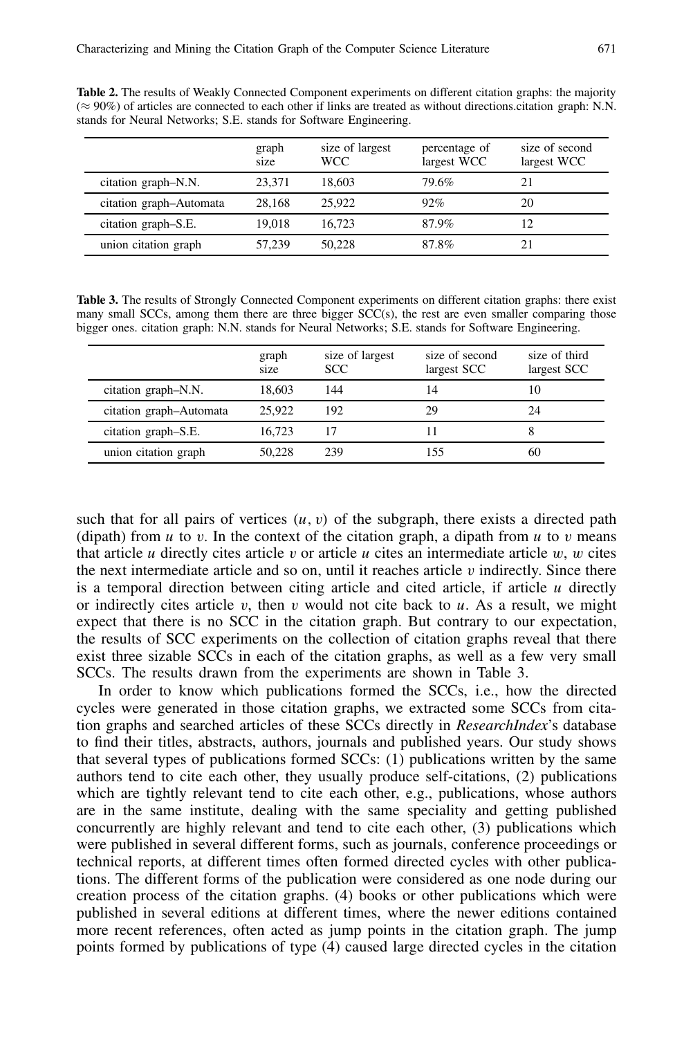**Table 2.** The results of Weakly Connected Component experiments on different citation graphs: the majority (≈ 90%) of articles are connected to each other if links are treated as without directions.citation graph: N.N. stands for Neural Networks; S.E. stands for Software Engineering.

| | graph size | size of largest WCC | percentage of largest WCC | size of second largest WCC |
|---|---|---|---|---|
| citation graph–N.N. | 23,371 | 18,603 | 79.6% | 21 |
| citation graph–Automata | 28,168 | 25,922 | 92% | 20 |
| citation graph–S.E. | 19,018 | 16,723 | 87.9% | 12 |
| union citation graph | 57,239 | 50,228 | 87.8% | 21 |

**Table 3.** The results of Strongly Connected Component experiments on different citation graphs: there exist many small SCCs, among them there are three bigger SCC(s), the rest are even smaller comparing those bigger ones. citation graph: N.N. stands for Neural Networks; S.E. stands for Software Engineering.

| | graph size | size of largest SCC | size of second largest SCC | size of third largest SCC |
|---|---|---|---|---|
| citation graph–N.N. | 18,603 | 144 | 14 | 10 |
| citation graph–Automata | 25,922 | 192 | 29 | 24 |
| citation graph–S.E. | 16,723 | 17 | 11 | 8 |
| union citation graph | 50,228 | 239 | 155 | 60 |

such that for all pairs of vertices $(u, v)$ of the subgraph, there exists a directed path (dipath) from $u$ to $v$. In the context of the citation graph, a dipath from $u$ to $v$ means that article $v$ directly cites article $v$ or article $u$ cites an intermediate article $w$, $w$ cites the next intermediate article and so on, until it reaches article $v$ indirectly. Since there is a temporal direction between citing article and cited article, if article $u$ directly or indirectly cites article $v$, then $v$ would not cite back to $u$. As a result, we might expect that there is no SCC in the citation graph. But contrary to our expectation, the results of SCC experiments on the collection of citation graphs reveal that there exist three sizable SCCs in each of the citation graphs, as well as a few very small SCCs. The results drawn from the experiments are shown in Table 3.

In order to know which publications formed the SCCs, i.e., how the directed cycles were generated in those citation graphs, we extracted some SCCs from citation graphs and searched articles of these SCCs directly in *ResearchIndex*'s database to find their titles, abstracts, authors, journals and published years. Our study shows that several types of publications formed SCCs: (1) publications written by the same authors tend to cite each other, they usually produce self-citations, (2) publications which are tightly relevant tend to cite each other, e.g., publications, whose authors are in the same institute, dealing with the same speciality and getting published concurrently are highly relevant and tend to cite each other, (3) publications which were published in several different forms, such as journals, conference proceedings or technical reports, at different times often formed directed cycles with other publications. The different forms of the publication were considered as one node during our creation process of the citation graphs. (4) books or other publications which were published in several editions at different times, where the newer editions contained more recent references, often acted as jump points in the citation graph. The jump points formed by publications of type (4) caused large directed cycles in the citation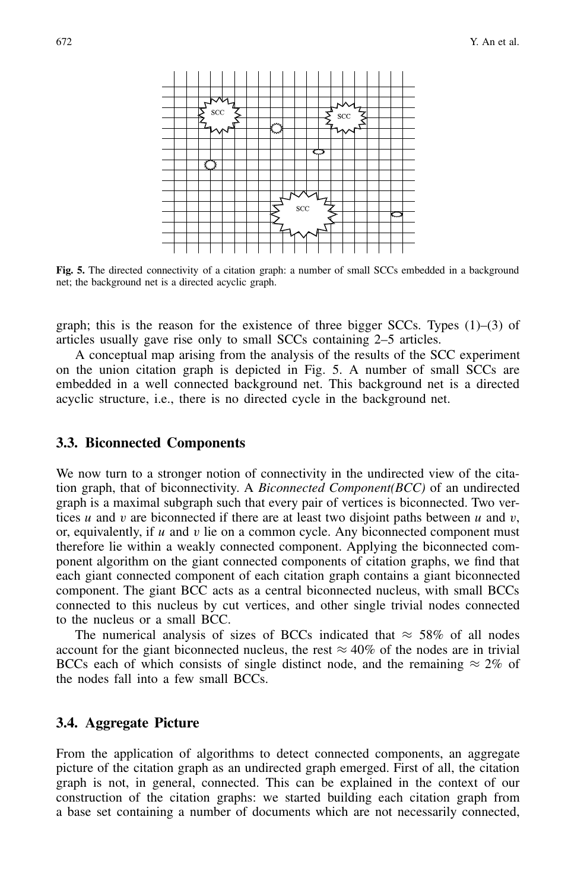SCC

SCC

SCC

**Fig. 5.** The directed connectivity of a citation graph: a number of small SCCs embedded in a background net; the background net is a directed acyclic graph.

graph; this is the reason for the existence of three bigger SCCs. Types (1)–(3) of articles usually gave rise only to small SCCs containing 2–5 articles.

A conceptual map arising from the analysis of the results of the SCC experiment on the union citation graph is depicted in Fig. 5. A number of small SCCs are embedded in a well connected background net. This background net is a directed acyclic structure, i.e., there is no directed cycle in the background net.

### 3.3. Biconnected Components

We now turn to a stronger notion of connectivity in the undirected view of the citation graph, that of biconnectivity. A *Biconnected Component(BCC)* of an undirected graph is a maximal subgraph such that every pair of vertices is biconnected. Two vertices $u$ and $v$ are biconnected if there are at least two disjoint paths between $u$ and $v$, or, equivalently, if $u$ and $v$ lie on a common cycle. Any biconnected component must therefore lie within a weakly connected component. Applying the biconnected component algorithm on the giant connected components of citation graphs, we find that each giant connected component of each citation graph contains a giant biconnected component. The giant BCC acts as a central biconnected nucleus, with small BCCs connected to this nucleus by cut vertices, and other single trivial nodes connected to the nucleus or a small BCC.

The numerical analysis of sizes of BCCs indicated that $\approx 58\%$ of all nodes account for the giant biconnected nucleus, the rest $\approx 40\%$ of the nodes are in trivial BCCs each of which consists of single distinct node, and the remaining $\approx 2\%$ of the nodes fall into a few small BCCs.

### 3.4. Aggregate Picture

From the application of algorithms to detect connected components, an aggregate picture of the citation graph as an undirected graph emerged. First of all, the citation graph is not, in general, connected. This can be explained in the context of our construction of the citation graphs: we started building each citation graph from a base set containing a number of documents which are not necessarily connected,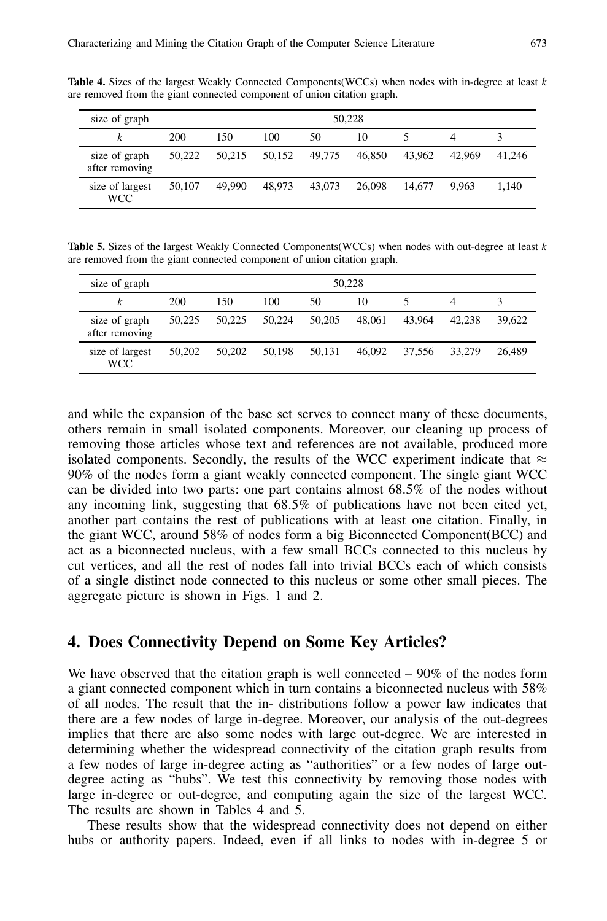**Table 4.** Sizes of the largest Weakly Connected Components(WCCs) when nodes with in-degree at least $k$ are removed from the giant connected component of union citation graph.

| size of graph | 50,228 | | | | | | | |
|---|---|---|---|---|---|---|---|---|
| $k$ | 200 | 150 | 100 | 50 | 10 | 5 | 4 | 3 |
| size of graph after removing | 50,222 | 50,215 | 50,152 | 49,775 | 46,850 | 43,962 | 42,969 | 41,246 |
| size of largest WCC | 50,107 | 49,990 | 48,973 | 43,073 | 26,098 | 14,677 | 9,963 | 1,140 |

**Table 5.** Sizes of the largest Weakly Connected Components(WCCs) when nodes with out-degree at least $k$ are removed from the giant connected component of union citation graph.

| size of graph | 50,228 | | | | | | | |
|---|---|---|---|---|---|---|---|---|
| $k$ | 200 | 150 | 100 | 50 | 10 | 5 | 4 | 3 |
| size of graph after removing | 50,225 | 50,225 | 50,224 | 50,205 | 48,061 | 43,964 | 42,238 | 39,622 |
| size of largest WCC | 50,202 | 50,202 | 50,198 | 50,131 | 46,092 | 37,556 | 33,279 | 26,489 |

and while the expansion of the base set serves to connect many of these documents, others remain in small isolated components. Moreover, our cleaning up process of removing those articles whose text and references are not available, produced more isolated components. Secondly, the results of the WCC experiment indicate that $\approx$ 90% of the nodes form a giant weakly connected component. The single giant WCC can be divided into two parts: one part contains almost 68.5% of the nodes without any incoming link, suggesting that 68.5% of publications have not been cited yet, another part contains the rest of publications with at least one citation. Finally, in the giant WCC, around 58% of nodes form a big Biconnected Component(BCC) and act as a biconnected nucleus, with a few small BCCs connected to this nucleus by cut vertices, and all the rest of nodes fall into trivial BCCs each of which consists of a single distinct node connected to this nucleus or some other small pieces. The aggregate picture is shown in Figs. 1 and 2.

## 4. Does Connectivity Depend on Some Key Articles?

We have observed that the citation graph is well connected – 90% of the nodes form a giant connected component which in turn contains a biconnected nucleus with 58% of all nodes. The result that the in- distributions follow a power law indicates that there are a few nodes of large in-degree. Moreover, our analysis of the out-degrees implies that there are also some nodes with large out-degree. We are interested in determining whether the widespread connectivity of the citation graph results from a few nodes of large in-degree acting as "authorities" or a few nodes of large out-degree acting as "hubs". We test this connectivity by removing those nodes with large in-degree or out-degree, and computing again the size of the largest WCC. The results are shown in Tables 4 and 5.

These results show that the widespread connectivity does not depend on either hubs or authority papers. Indeed, even if all links to nodes with in-degree 5 or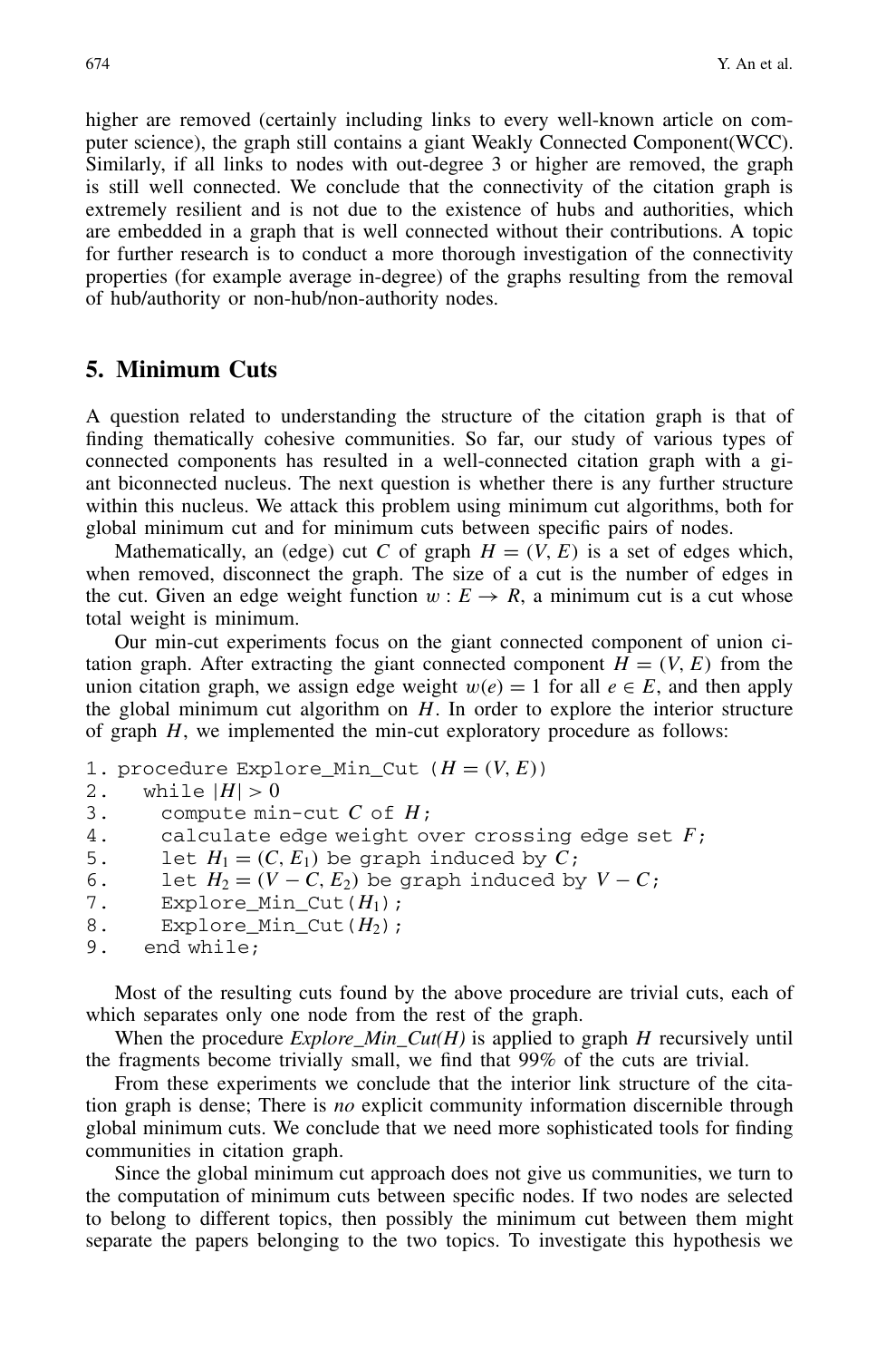higher are removed (certainly including links to every well-known article on computer science), the graph still contains a giant Weakly Connected Component(WCC). Similarly, if all links to nodes with out-degree 3 or higher are removed, the graph is still well connected. We conclude that the connectivity of the citation graph is extremely resilient and is not due to the existence of hubs and authorities, which are embedded in a graph that is well connected without their contributions. A topic for further research is to conduct a more thorough investigation of the connectivity properties (for example average in-degree) of the graphs resulting from the removal of hub/authority or non-hub/non-authority nodes.

## 5. Minimum Cuts

A question related to understanding the structure of the citation graph is that of finding thematically cohesive communities. So far, our study of various types of connected components has resulted in a well-connected citation graph with a giant biconnected nucleus. The next question is whether there is any further structure within this nucleus. We attack this problem using minimum cut algorithms, both for global minimum cut and for minimum cuts between specific pairs of nodes.

Mathematically, an (edge) cut $C$ of graph $H = (V, E)$ is a set of edges which, when removed, disconnect the graph. The size of a cut is the number of edges in the cut. Given an edge weight function $w : E \rightarrow R$, a minimum cut is a cut whose total weight is minimum.

Our min-cut experiments focus on the giant connected component of union citation graph. After extracting the giant connected component $H = (V, E)$ from the union citation graph, we assign edge weight $w(e) = 1$ for all $e \in E$, and then apply the global minimum cut algorithm on $H$. In order to explore the interior structure of graph $H$, we implemented the min-cut exploratory procedure as follows:

```
1. procedure Explore_Min_Cut (H = (V, E))
2.   while |H| > 0
3.     compute min-cut C of H;
4.     calculate edge weight over crossing edge set F;
5.     let H1 = (C, E1) be graph induced by C;
6.     let H2 = (V − C, E2) be graph induced by V − C;
7.     Explore_Min_Cut(H1);
8.     Explore_Min_Cut(H2);
9.   end while;
```

Most of the resulting cuts found by the above procedure are trivial cuts, each of which separates only one node from the rest of the graph.

When the procedure *Explore_Min_Cut(H)* is applied to graph $H$ recursively until the fragments become trivially small, we find that 99% of the cuts are trivial.

From these experiments we conclude that the interior link structure of the citation graph is dense; There is *no* explicit community information discernible through global minimum cuts. We conclude that we need more sophisticated tools for finding communities in citation graph.

Since the global minimum cut approach does not give us communities, we turn to the computation of minimum cuts between specific nodes. If two nodes are selected to belong to different topics, then possibly the minimum cut between them might separate the papers belonging to the two topics. To investigate this hypothesis we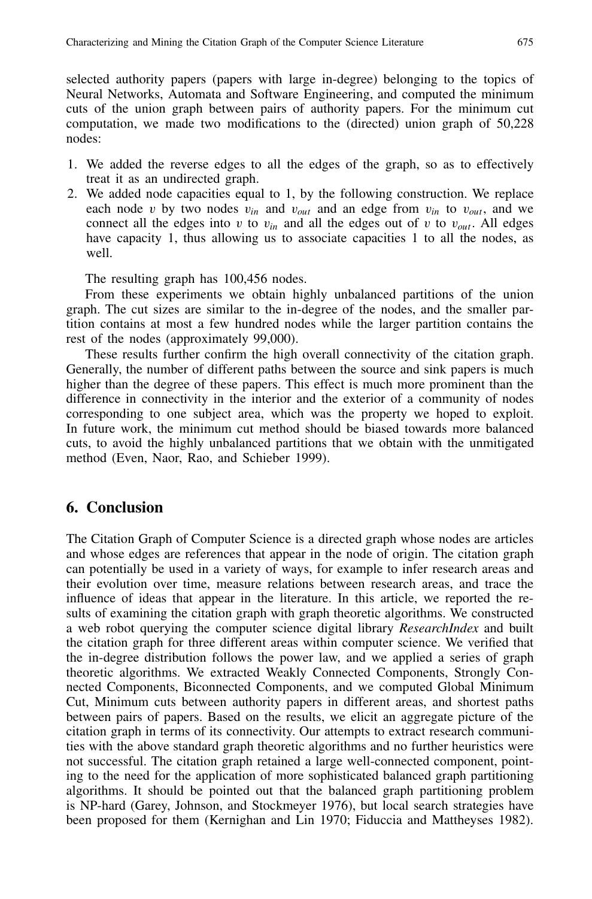selected authority papers (papers with large in-degree) belonging to the topics of Neural Networks, Automata and Software Engineering, and computed the minimum cuts of the union graph between pairs of authority papers. For the minimum cut computation, we made two modifications to the (directed) union graph of 50,228 nodes:

1. We added the reverse edges to all the edges of the graph, so as to effectively treat it as an undirected graph.
2. We added node capacities equal to 1, by the following construction. We replace each node $v$ by two nodes $v_{in}$ and $v_{out}$ and an edge from $v_{in}$ to $v_{out}$, and we connect all the edges into $v$ to $v_{in}$ and all the edges out of $v$ to $v_{out}$. All edges have capacity 1, thus allowing us to associate capacities 1 to all the nodes, as well.

The resulting graph has 100,456 nodes.

From these experiments we obtain highly unbalanced partitions of the union graph. The cut sizes are similar to the in-degree of the nodes, and the smaller partition contains at most a few hundred nodes while the larger partition contains the rest of the nodes (approximately 99,000).

These results further confirm the high overall connectivity of the citation graph. Generally, the number of different paths between the source and sink papers is much higher than the degree of these papers. This effect is much more prominent than the difference in connectivity in the interior and the exterior of a community of nodes corresponding to one subject area, which was the property we hoped to exploit. In future work, the minimum cut method should be biased towards more balanced cuts, to avoid the highly unbalanced partitions that we obtain with the unmitigated method (Even, Naor, Rao, and Schieber 1999).

## 6. Conclusion

The Citation Graph of Computer Science is a directed graph whose nodes are articles and whose edges are references that appear in the node of origin. The citation graph can potentially be used in a variety of ways, for example to infer research areas and their evolution over time, measure relations between research areas, and trace the influence of ideas that appear in the literature. In this article, we reported the results of examining the citation graph with graph theoretic algorithms. We constructed a web robot querying the computer science digital library *ResearchIndex* and built the citation graph for three different areas within computer science. We verified that the in-degree distribution follows the power law, and we applied a series of graph theoretic algorithms. We extracted Weakly Connected Components, Strongly Connected Components, Biconnected Components, and we computed Global Minimum Cut, Minimum cuts between authority papers in different areas, and shortest paths between pairs of papers. Based on the results, we elicit an aggregate picture of the citation graph in terms of its connectivity. Our attempts to extract research communities with the above standard graph theoretic algorithms and no further heuristics were not successful. The citation graph retained a large well-connected component, pointing to the need for the application of more sophisticated balanced graph partitioning algorithms. It should be pointed out that the balanced graph partitioning problem is NP-hard (Garey, Johnson, and Stockmeyer 1976), but local search strategies have been proposed for them (Kernighan and Lin 1970; Fiduccia and Mattheyses 1982).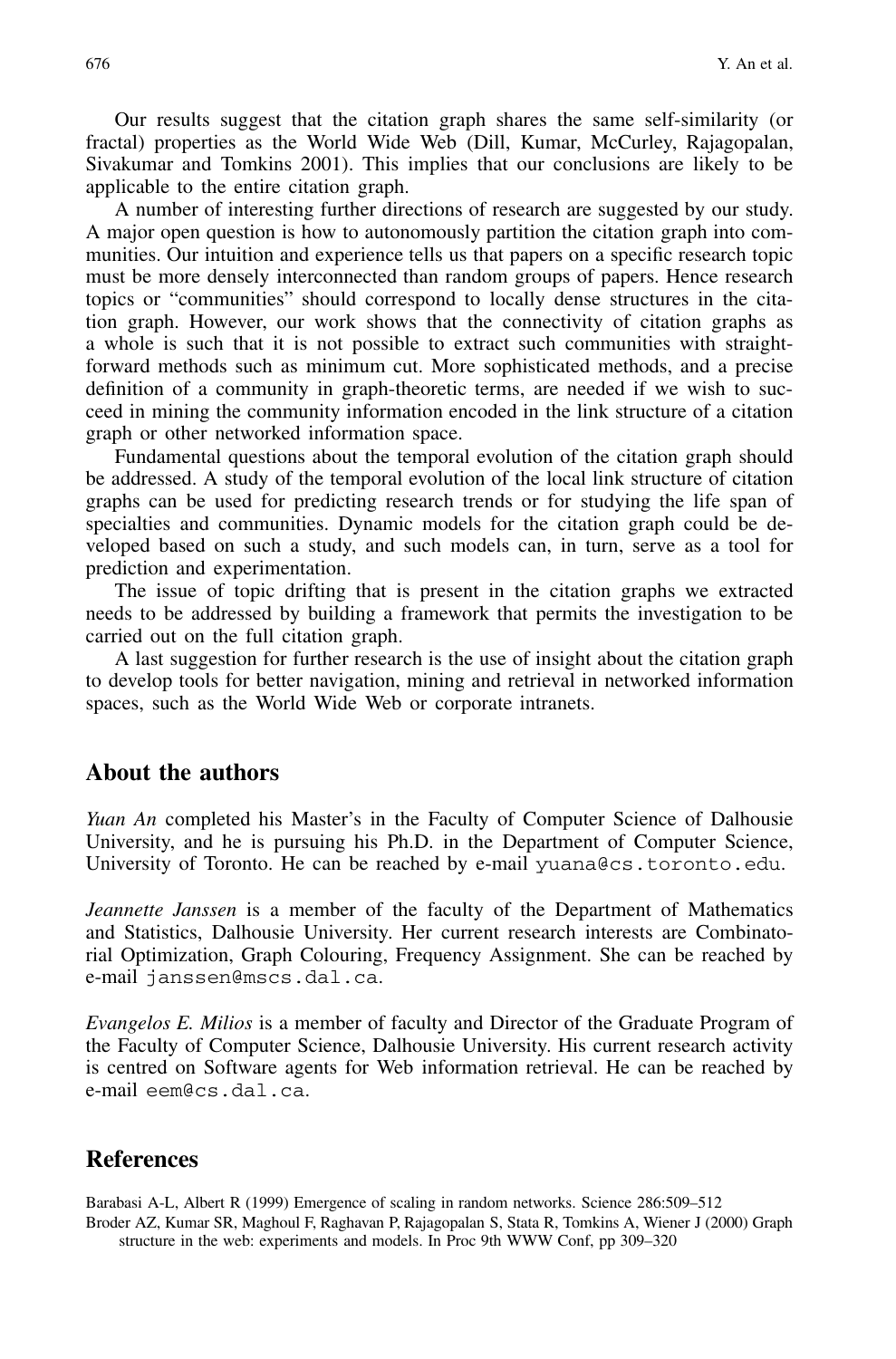Our results suggest that the citation graph shares the same self-similarity (or fractal) properties as the World Wide Web (Dill, Kumar, McCurley, Rajagopalan, Sivakumar and Tomkins 2001). This implies that our conclusions are likely to be applicable to the entire citation graph.

A number of interesting further directions of research are suggested by our study. A major open question is how to autonomously partition the citation graph into communities. Our intuition and experience tells us that papers on a specific research topic must be more densely interconnected than random groups of papers. Hence research topics or "communities" should correspond to locally dense structures in the citation graph. However, our work shows that the connectivity of citation graphs as a whole is such that it is not possible to extract such communities with straightforward methods such as minimum cut. More sophisticated methods, and a precise definition of a community in graph-theoretic terms, are needed if we wish to succeed in mining the community information encoded in the link structure of a citation graph or other networked information space.

Fundamental questions about the temporal evolution of the citation graph should be addressed. A study of the temporal evolution of the local link structure of citation graphs can be used for predicting research trends or for studying the life span of specialties and communities. Dynamic models for the citation graph could be developed based on such a study, and such models can, in turn, serve as a tool for prediction and experimentation.

The issue of topic drifting that is present in the citation graphs we extracted needs to be addressed by building a framework that permits the investigation to be carried out on the full citation graph.

A last suggestion for further research is the use of insight about the citation graph to develop tools for better navigation, mining and retrieval in networked information spaces, such as the World Wide Web or corporate intranets.

## About the authors

*Yuan An* completed his Master's in the Faculty of Computer Science of Dalhousie University, and he is pursuing his Ph.D. in the Department of Computer Science, University of Toronto. He can be reached by e-mail `yuana@cs.toronto.edu`.

*Jeannette Janssen* is a member of the faculty of the Department of Mathematics and Statistics, Dalhousie University. Her current research interests are Combinatorial Optimization, Graph Colouring, Frequency Assignment. She can be reached by e-mail `janssen@mscs.dal.ca`.

*Evangelos E. Milios* is a member of faculty and Director of the Graduate Program of the Faculty of Computer Science, Dalhousie University. His current research activity is centred on Software agents for Web information retrieval. He can be reached by e-mail `eem@cs.dal.ca`.

## References

Barabasi A-L, Albert R (1999) Emergence of scaling in random networks. Science 286:509–512

Broder AZ, Kumar SR, Maghoul F, Raghavan P, Rajagopalan S, Stata R, Tomkins A, Wiener J (2000) Graph structure in the web: experiments and models. In Proc 9th WWW Conf, pp 309–320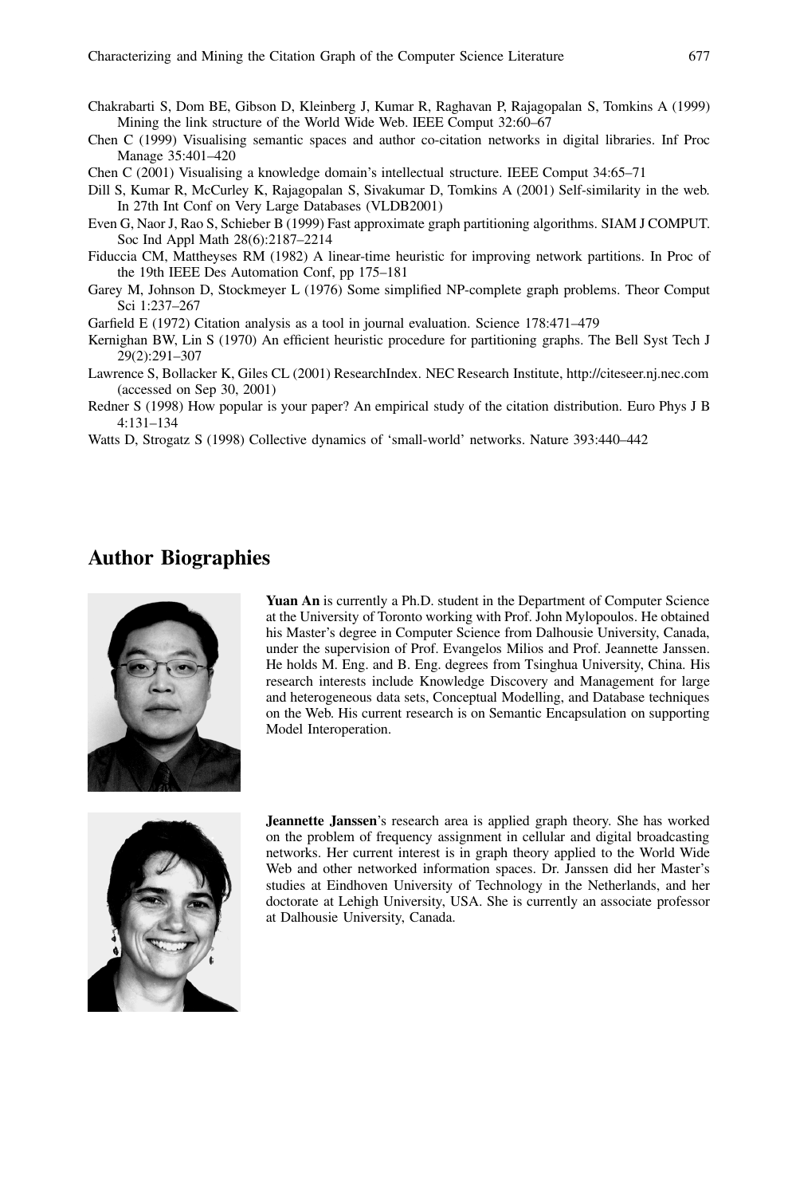Chakrabarti S, Dom BE, Gibson D, Kleinberg J, Kumar R, Raghavan P, Rajagopalan S, Tomkins A (1999) Mining the link structure of the World Wide Web. IEEE Comput 32:60–67

Chen C (1999) Visualising semantic spaces and author co-citation networks in digital libraries. Inf Proc Manage 35:401–420

Chen C (2001) Visualising a knowledge domain's intellectual structure. IEEE Comput 34:65–71

Dill S, Kumar R, McCurley K, Rajagopalan S, Sivakumar D, Tomkins A (2001) Self-similarity in the web. In 27th Int Conf on Very Large Databases (VLDB2001)

Even G, Naor J, Rao S, Schieber B (1999) Fast approximate graph partitioning algorithms. SIAM J COMPUT. Soc Ind Appl Math 28(6):2187–2214

Fiduccia CM, Mattheyses RM (1982) A linear-time heuristic for improving network partitions. In Proc of the 19th IEEE Des Automation Conf, pp 175–181

Garey M, Johnson D, Stockmeyer L (1976) Some simplified NP-complete graph problems. Theor Comput Sci 1:237–267

Garfield E (1972) Citation analysis as a tool in journal evaluation. Science 178:471–479

Kernighan BW, Lin S (1970) An efficient heuristic procedure for partitioning graphs. The Bell Syst Tech J 29(2):291–307

Lawrence S, Bollacker K, Giles CL (2001) ResearchIndex. NEC Research Institute, http://citeseer.nj.nec.com (accessed on Sep 30, 2001)

Redner S (1998) How popular is your paper? An empirical study of the citation distribution. Euro Phys J B 4:131–134

Watts D, Strogatz S (1998) Collective dynamics of 'small-world' networks. Nature 393:440–442

## Author Biographies

**Yuan An** is currently a Ph.D. student in the Department of Computer Science at the University of Toronto working with Prof. John Mylopoulos. He obtained his Master's degree in Computer Science from Dalhousie University, Canada, under the supervision of Prof. Evangelos Milios and Prof. Jeannette Janssen. He holds M. Eng. and B. Eng. degrees from Tsinghua University, China. His research interests include Knowledge Discovery and Management for large and heterogeneous data sets, Conceptual Modelling, and Database techniques on the Web. His current research is on Semantic Encapsulation on supporting Model Interoperation.

**Jeannette Janssen**'s research area is applied graph theory. She has worked on the problem of frequency assignment in cellular and digital broadcasting networks. Her current interest is in graph theory applied to the World Wide Web and other networked information spaces. Dr. Janssen did her Master's studies at Eindhoven University of Technology in the Netherlands, and her doctorate at Lehigh University, USA. She is currently an associate professor at Dalhousie University, Canada.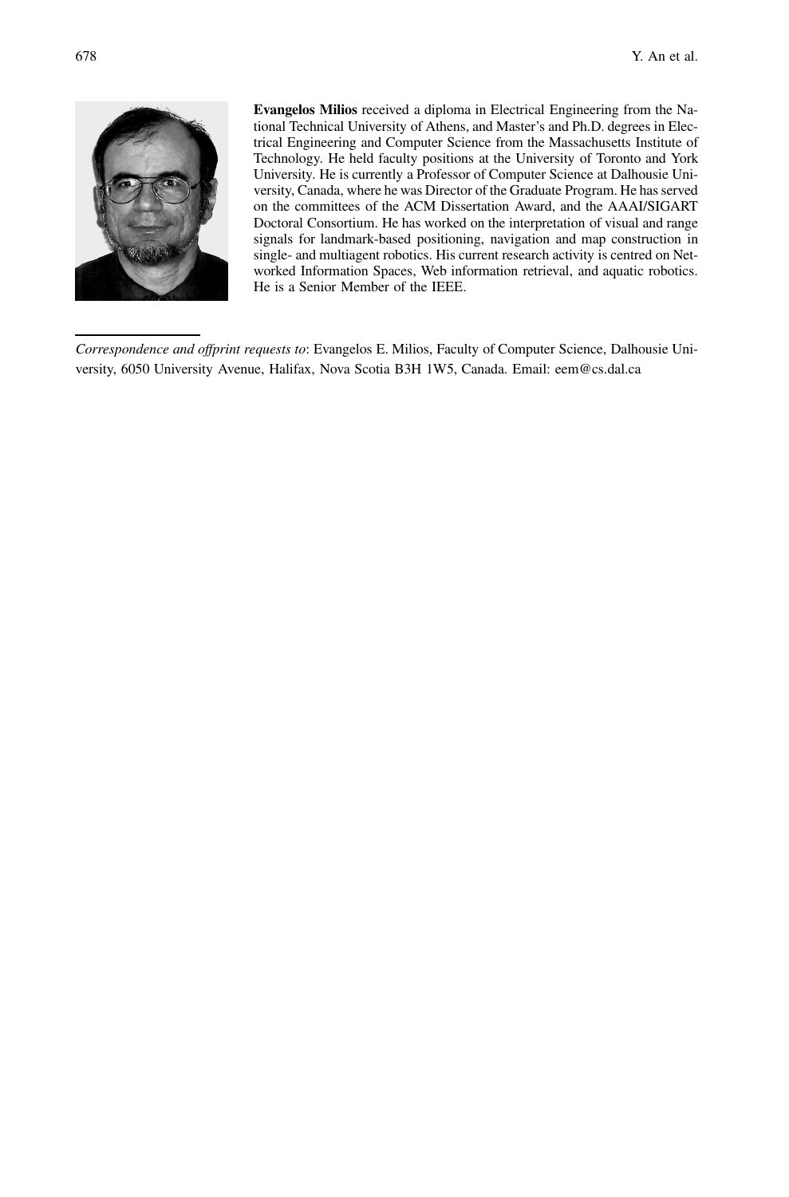**Evangelos Milios** received a diploma in Electrical Engineering from the National Technical University of Athens, and Master's and Ph.D. degrees in Electrical Engineering and Computer Science from the Massachusetts Institute of Technology. He held faculty positions at the University of Toronto and York University. He is currently a Professor of Computer Science at Dalhousie University, Canada, where he was Director of the Graduate Program. He has served on the committees of the ACM Dissertation Award, and the AAAI/SIGART Doctoral Consortium. He has worked on the interpretation of visual and range signals for landmark-based positioning, navigation and map construction in single- and multiagent robotics. His current research activity is centred on Networked Information Spaces, Web information retrieval, and aquatic robotics. He is a Senior Member of the IEEE.

---

*Correspondence and offprint requests to*: Evangelos E. Milios, Faculty of Computer Science, Dalhousie University, 6050 University Avenue, Halifax, Nova Scotia B3H 1W5, Canada. Email: eem@cs.dal.ca